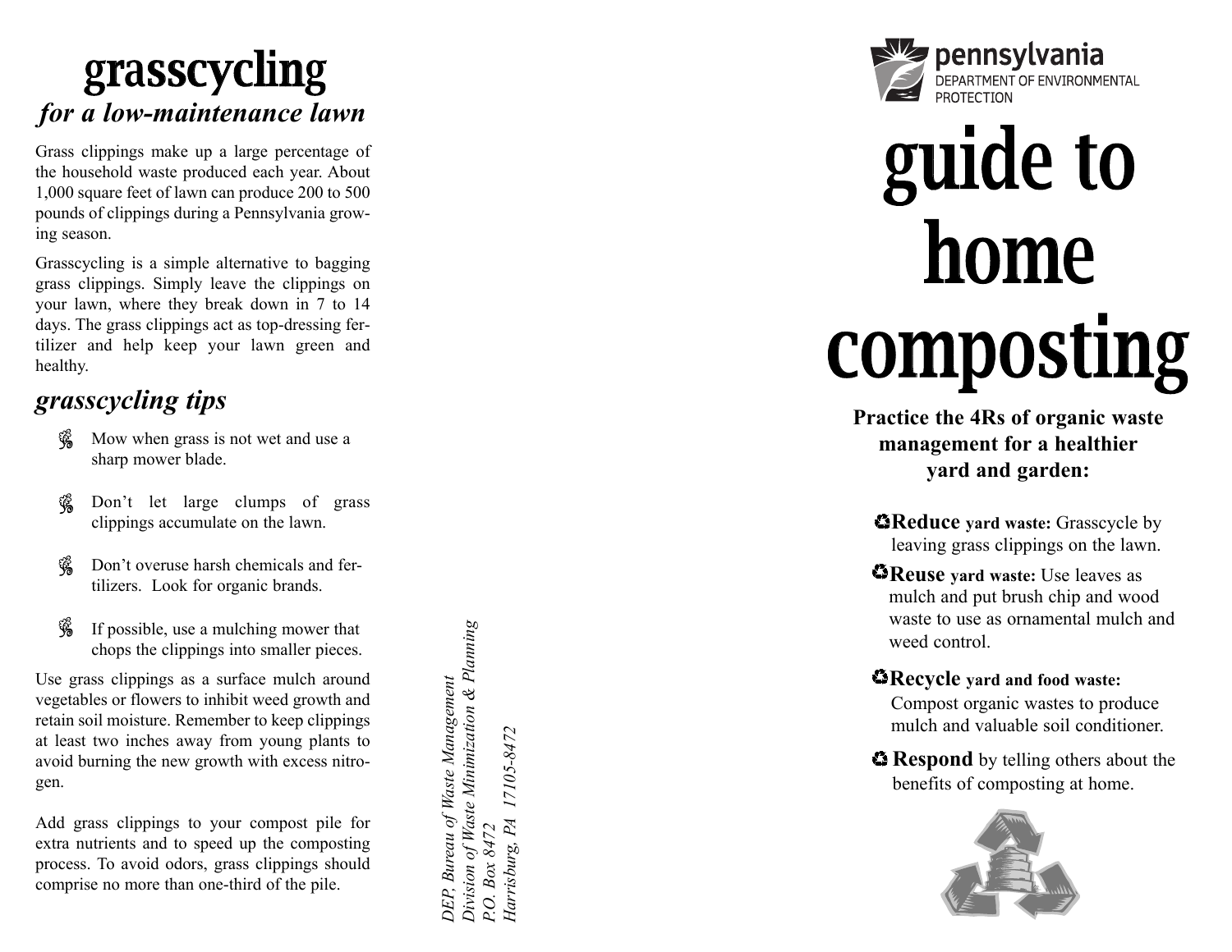# grasscycling

## *for a low-maintenance lawn*

Grass clippings make up a large percentage of the household waste produced each year. About 1,000 square feet of lawn can produce 200 to 500 pounds of clippings during a Pennsylvania growing season.

Grasscycling is a simple alternative to bagging grass clippings. Simply leave the clippings on your lawn, where they break down in 7 to 14 days. The grass clippings act as top-dressing fertilizer and help keep your lawn green and healthy.

## *grasscycling tips*

- Mow when grass is not wet and use a sharp mower blade.
- Don't let large clumps of grass clippings accumulate on the lawn.
- Don't overuse harsh chemicals and fertilizers. Look for organic brands.
- If possible, use a mulching mower that chops the clippings into smaller pieces.

Use grass clippings as a surface mulch around vegetables or flowers to inhibit weed growth and retain soil moisture. Remember to keep clippings at least two inches away from young plants to avoid burning the new growth with excess nitrogen.

Add grass clippings to your compost pile for extra nutrients and to speed up the composting process. To avoid odors, grass clippings should comprise no more than one-third of the pile.

*DEP, Bureau of Waste Management*
*Division of Waste Minimization & Planning*
*P.O. Box 8472*
*Harrisburg, PA 17105-8472*

pennsylvania
DEPARTMENT OF ENVIRONMENTAL PROTECTION

# guide to home composting

**Practice the 4Rs of organic waste management for a healthier yard and garden:**

- **Reduce yard waste:** Grasscycle by leaving grass clippings on the lawn.
- **Reuse yard waste:** Use leaves as mulch and put brush chip and wood waste to use as ornamental mulch and weed control.
- **Recycle yard and food waste:** Compost organic wastes to produce mulch and valuable soil conditioner.
- **Respond** by telling others about the benefits of composting at home.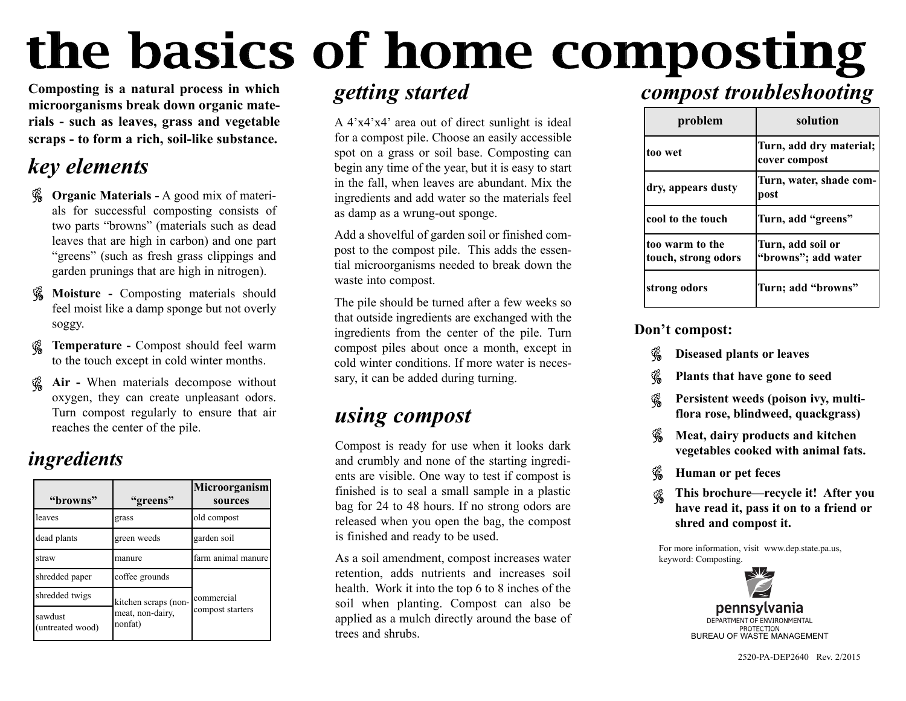# the basics of home composting

**Composting is a natural process in which microorganisms break down organic materials - such as leaves, grass and vegetable scraps - to form a rich, soil-like substance.**

## *key elements*

- **Organic Materials -** A good mix of materials for successful composting consists of two parts "browns" (materials such as dead leaves that are high in carbon) and one part "greens" (such as fresh grass clippings and garden prunings that are high in nitrogen).
- **Moisture -** Composting materials should feel moist like a damp sponge but not overly soggy.
- **Temperature -** Compost should feel warm to the touch except in cold winter months.
- **Air -** When materials decompose without oxygen, they can create unpleasant odors. Turn compost regularly to ensure that air reaches the center of the pile.

## *ingredients*

| "browns" | "greens" | Microorganism sources |
|---|---|---|
| leaves | grass | old compost |
| dead plants | green weeds | garden soil |
| straw | manure | farm animal manure |
| shredded paper | coffee grounds | commercial compost starters |
| shredded twigs | kitchen scraps (non-meat, non-dairy, nonfat) | |
| sawdust (untreated wood) | | |

## *getting started*

A 4'x4'x4' area out of direct sunlight is ideal for a compost pile. Choose an easily accessible spot on a grass or soil base. Composting can begin any time of the year, but it is easy to start in the fall, when leaves are abundant. Mix the ingredients and add water so the materials feel as damp as a wrung-out sponge.

Add a shovelful of garden soil or finished compost to the compost pile. This adds the essential microorganisms needed to break down the waste into compost.

The pile should be turned after a few weeks so that outside ingredients are exchanged with the ingredients from the center of the pile. Turn compost piles about once a month, except in cold winter conditions. If more water is necessary, it can be added during turning.

## *using compost*

Compost is ready for use when it looks dark and crumbly and none of the starting ingredients are visible. One way to test if compost is finished is to seal a small sample in a plastic bag for 24 to 48 hours. If no strong odors are released when you open the bag, the compost is finished and ready to be used.

As a soil amendment, compost increases water retention, adds nutrients and increases soil health. Work it into the top 6 to 8 inches of the soil when planting. Compost can also be applied as a mulch directly around the base of trees and shrubs.

## *compost troubleshooting*

| problem | solution |
|---|---|
| too wet | Turn, add dry material; cover compost |
| dry, appears dusty | Turn, water, shade compost |
| cool to the touch | Turn, add "greens" |
| too warm to the touch, strong odors | Turn, add soil or "browns"; add water |
| strong odors | Turn; add "browns" |

**Don't compost:**

- **Diseased plants or leaves**
- **Plants that have gone to seed**
- **Persistent weeds (poison ivy, multiflora rose, blindweed, quackgrass)**
- **Meat, dairy products and kitchen vegetables cooked with animal fats.**
- **Human or pet feces**
- **This brochure—recycle it! After you have read it, pass it on to a friend or shred and compost it.**

For more information, visit www.dep.state.pa.us, keyword: Composting.

pennsylvania
DEPARTMENT OF ENVIRONMENTAL PROTECTION
BUREAU OF WASTE MANAGEMENT

2520-PA-DEP2640 Rev. 2/2015